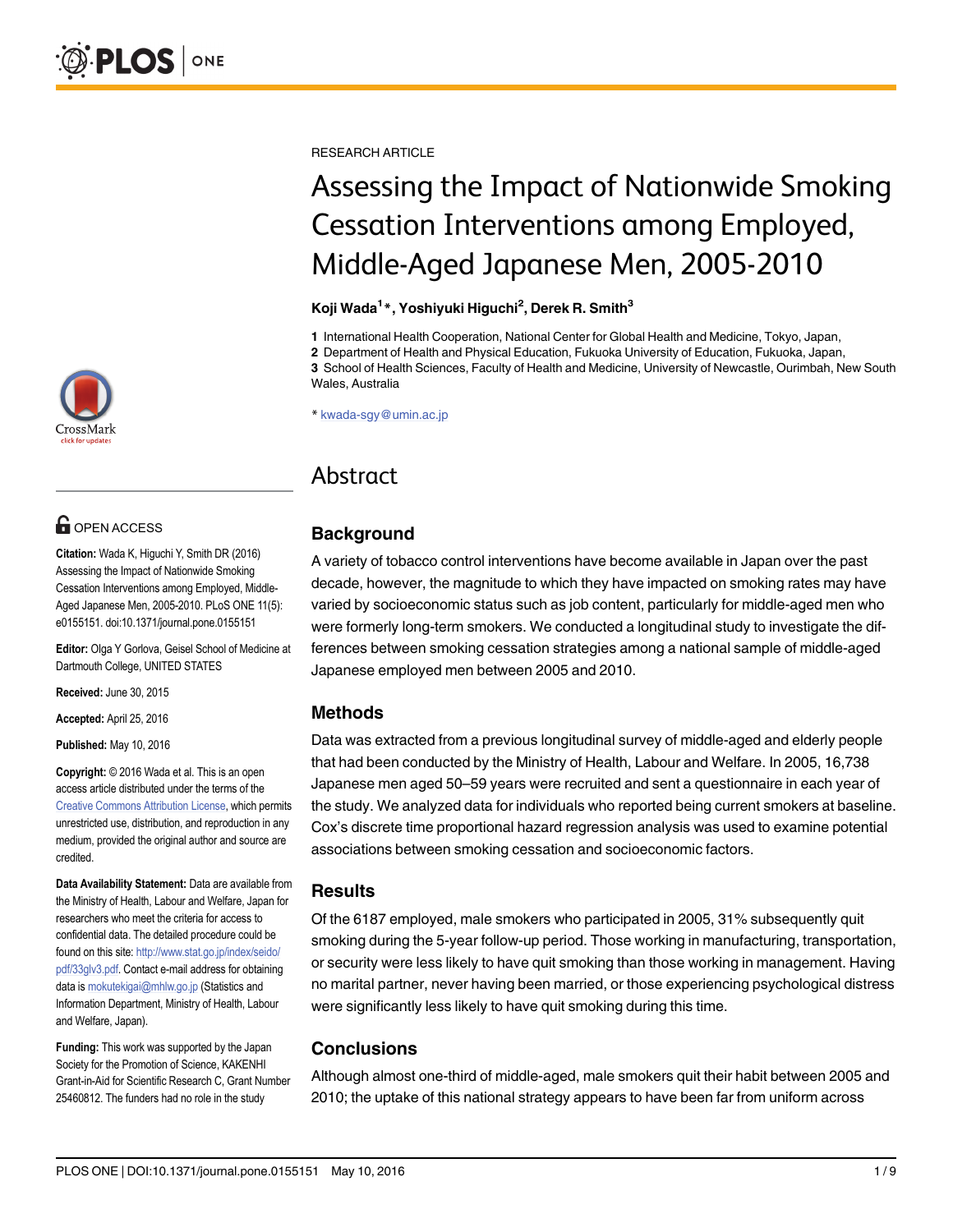RESEARCH ARTICLE

# Assessing the Impact of Nationwide Smoking Cessation Interventions among Employed, Middle-Aged Japanese Men, 2005-2010

**Koji Wada[1]*, Yoshiyuki Higuchi[2], Derek R. Smith[3]**

**1** International Health Cooperation, National Center for Global Health and Medicine, Tokyo, Japan, **2** Department of Health and Physical Education, Fukuoka University of Education, Fukuoka, Japan, **3** School of Health Sciences, Faculty of Health and Medicine, University of Newcastle, Ourimbah, New South Wales, Australia

* kwada-sgy@umin.ac.jp

OPEN ACCESS

**Citation:** Wada K, Higuchi Y, Smith DR (2016) Assessing the Impact of Nationwide Smoking Cessation Interventions among Employed, Middle-Aged Japanese Men, 2005-2010. PLoS ONE 11(5): e0155151. doi:10.1371/journal.pone.0155151

**Editor:** Olga Y Gorlova, Geisel School of Medicine at Dartmouth College, UNITED STATES

**Received:** June 30, 2015

**Accepted:** April 25, 2016

**Published:** May 10, 2016

**Copyright:** © 2016 Wada et al. This is an open access article distributed under the terms of the Creative Commons Attribution License, which permits unrestricted use, distribution, and reproduction in any medium, provided the original author and source are credited.

**Data Availability Statement:** Data are available from the Ministry of Health, Labour and Welfare, Japan for researchers who meet the criteria for access to confidential data. The detailed procedure could be found on this site: http://www.stat.go.jp/index/seido/pdf/33glv3.pdf. Contact e-mail address for obtaining data is mokutekigai@mhlw.go.jp (Statistics and Information Department, Ministry of Health, Labour and Welfare, Japan).

**Funding:** This work was supported by the Japan Society for the Promotion of Science, KAKENHI Grant-in-Aid for Scientific Research C, Grant Number 25460812. The funders had no role in the study

## Abstract

### Background

A variety of tobacco control interventions have become available in Japan over the past decade, however, the magnitude to which they have impacted on smoking rates may have varied by socioeconomic status such as job content, particularly for middle-aged men who were formerly long-term smokers. We conducted a longitudinal study to investigate the differences between smoking cessation strategies among a national sample of middle-aged Japanese employed men between 2005 and 2010.

### Methods

Data was extracted from a previous longitudinal survey of middle-aged and elderly people that had been conducted by the Ministry of Health, Labour and Welfare. In 2005, 16,738 Japanese men aged 50–59 years were recruited and sent a questionnaire in each year of the study. We analyzed data for individuals who reported being current smokers at baseline. Cox's discrete time proportional hazard regression analysis was used to examine potential associations between smoking cessation and socioeconomic factors.

### Results

Of the 6187 employed, male smokers who participated in 2005, 31% subsequently quit smoking during the 5-year follow-up period. Those working in manufacturing, transportation, or security were less likely to have quit smoking than those working in management. Having no marital partner, never having been married, or those experiencing psychological distress were significantly less likely to have quit smoking during this time.

### Conclusions

Although almost one-third of middle-aged, male smokers quit their habit between 2005 and 2010; the uptake of this national strategy appears to have been far from uniform across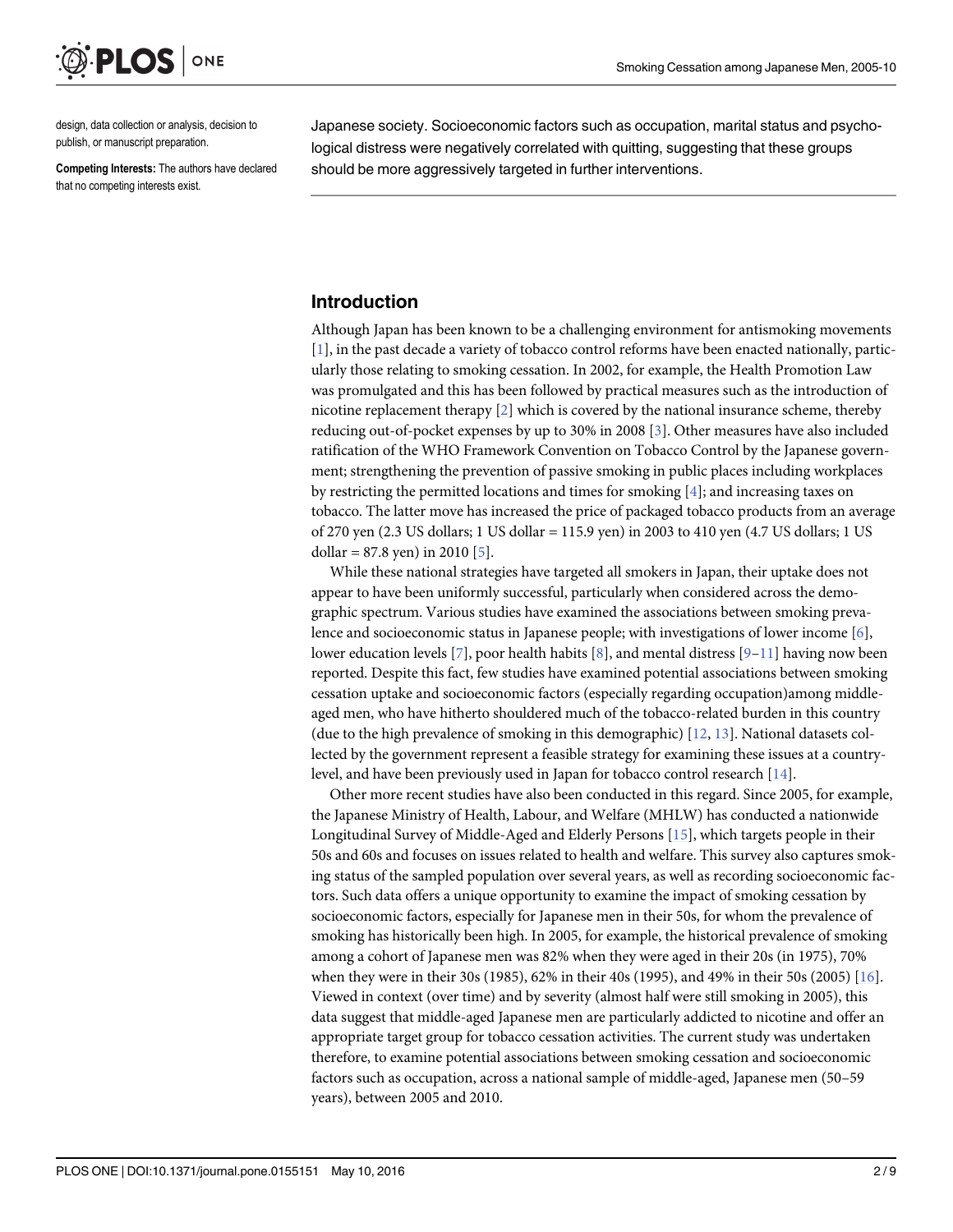design, data collection or analysis, decision to publish, or manuscript preparation.

**Competing Interests:** The authors have declared that no competing interests exist.

Japanese society. Socioeconomic factors such as occupation, marital status and psychological distress were negatively correlated with quitting, suggesting that these groups should be more aggressively targeted in further interventions.

## Introduction

Although Japan has been known to be a challenging environment for antismoking movements [1], in the past decade a variety of tobacco control reforms have been enacted nationally, particularly those relating to smoking cessation. In 2002, for example, the Health Promotion Law was promulgated and this has been followed by practical measures such as the introduction of nicotine replacement therapy [2] which is covered by the national insurance scheme, thereby reducing out-of-pocket expenses by up to 30% in 2008 [3]. Other measures have also included ratification of the WHO Framework Convention on Tobacco Control by the Japanese government; strengthening the prevention of passive smoking in public places including workplaces by restricting the permitted locations and times for smoking [4]; and increasing taxes on tobacco. The latter move has increased the price of packaged tobacco products from an average of 270 yen (2.3 US dollars; 1 US dollar = 115.9 yen) in 2003 to 410 yen (4.7 US dollars; 1 US dollar = 87.8 yen) in 2010 [5].

While these national strategies have targeted all smokers in Japan, their uptake does not appear to have been uniformly successful, particularly when considered across the demographic spectrum. Various studies have examined the associations between smoking prevalence and socioeconomic status in Japanese people; with investigations of lower income [6], lower education levels [7], poor health habits [8], and mental distress [9–11] having now been reported. Despite this fact, few studies have examined potential associations between smoking cessation uptake and socioeconomic factors (especially regarding occupation)among middle-aged men, who have hitherto shouldered much of the tobacco-related burden in this country (due to the high prevalence of smoking in this demographic) [12, 13]. National datasets collected by the government represent a feasible strategy for examining these issues at a country-level, and have been previously used in Japan for tobacco control research [14].

Other more recent studies have also been conducted in this regard. Since 2005, for example, the Japanese Ministry of Health, Labour, and Welfare (MHLW) has conducted a nationwide Longitudinal Survey of Middle-Aged and Elderly Persons [15], which targets people in their 50s and 60s and focuses on issues related to health and welfare. This survey also captures smoking status of the sampled population over several years, as well as recording socioeconomic factors. Such data offers a unique opportunity to examine the impact of smoking cessation by socioeconomic factors, especially for Japanese men in their 50s, for whom the prevalence of smoking has historically been high. In 2005, for example, the historical prevalence of smoking among a cohort of Japanese men was 82% when they were aged in their 20s (in 1975), 70% when they were in their 30s (1985), 62% in their 40s (1995), and 49% in their 50s (2005) [16]. Viewed in context (over time) and by severity (almost half were still smoking in 2005), this data suggest that middle-aged Japanese men are particularly addicted to nicotine and offer an appropriate target group for tobacco cessation activities. The current study was undertaken therefore, to examine potential associations between smoking cessation and socioeconomic factors such as occupation, across a national sample of middle-aged, Japanese men (50–59 years), between 2005 and 2010.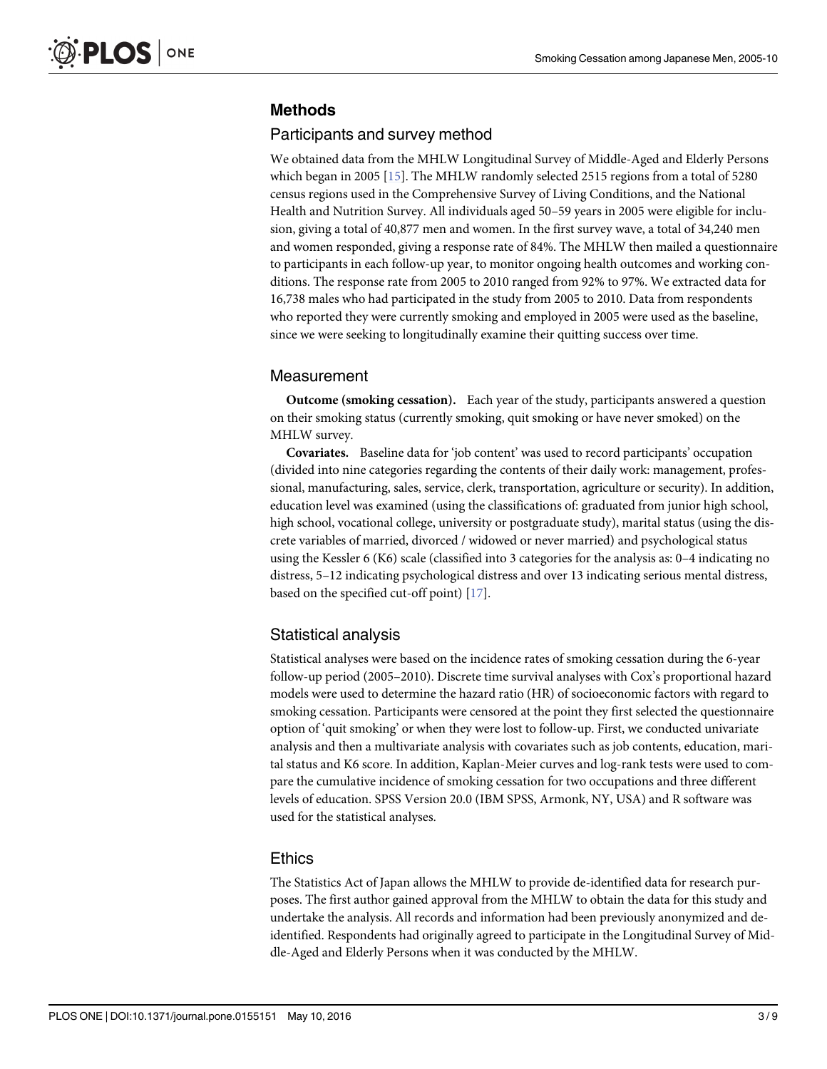## Methods

### Participants and survey method

We obtained data from the MHLW Longitudinal Survey of Middle-Aged and Elderly Persons which began in 2005 [15]. The MHLW randomly selected 2515 regions from a total of 5280 census regions used in the Comprehensive Survey of Living Conditions, and the National Health and Nutrition Survey. All individuals aged 50–59 years in 2005 were eligible for inclusion, giving a total of 40,877 men and women. In the first survey wave, a total of 34,240 men and women responded, giving a response rate of 84%. The MHLW then mailed a questionnaire to participants in each follow-up year, to monitor ongoing health outcomes and working conditions. The response rate from 2005 to 2010 ranged from 92% to 97%. We extracted data for 16,738 males who had participated in the study from 2005 to 2010. Data from respondents who reported they were currently smoking and employed in 2005 were used as the baseline, since we were seeking to longitudinally examine their quitting success over time.

### Measurement

**Outcome (smoking cessation).** Each year of the study, participants answered a question on their smoking status (currently smoking, quit smoking or have never smoked) on the MHLW survey.

**Covariates.** Baseline data for 'job content' was used to record participants' occupation (divided into nine categories regarding the contents of their daily work: management, professional, manufacturing, sales, service, clerk, transportation, agriculture or security). In addition, education level was examined (using the classifications of: graduated from junior high school, high school, vocational college, university or postgraduate study), marital status (using the discrete variables of married, divorced / widowed or never married) and psychological status using the Kessler 6 (K6) scale (classified into 3 categories for the analysis as: 0–4 indicating no distress, 5–12 indicating psychological distress and over 13 indicating serious mental distress, based on the specified cut-off point) [17].

### Statistical analysis

Statistical analyses were based on the incidence rates of smoking cessation during the 6-year follow-up period (2005–2010). Discrete time survival analyses with Cox's proportional hazard models were used to determine the hazard ratio (HR) of socioeconomic factors with regard to smoking cessation. Participants were censored at the point they first selected the questionnaire option of 'quit smoking' or when they were lost to follow-up. First, we conducted univariate analysis and then a multivariate analysis with covariates such as job contents, education, marital status and K6 score. In addition, Kaplan-Meier curves and log-rank tests were used to compare the cumulative incidence of smoking cessation for two occupations and three different levels of education. SPSS Version 20.0 (IBM SPSS, Armonk, NY, USA) and R software was used for the statistical analyses.

### Ethics

The Statistics Act of Japan allows the MHLW to provide de-identified data for research purposes. The first author gained approval from the MHLW to obtain the data for this study and undertake the analysis. All records and information had been previously anonymized and de-identified. Respondents had originally agreed to participate in the Longitudinal Survey of Middle-Aged and Elderly Persons when it was conducted by the MHLW.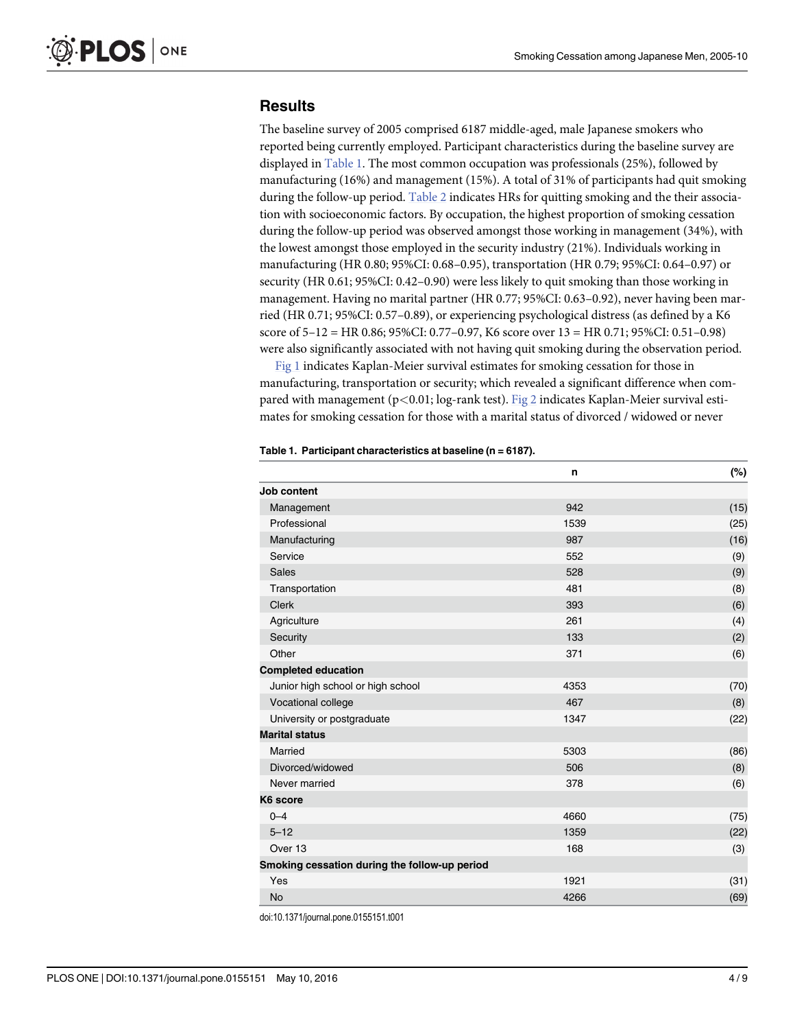## Results

The baseline survey of 2005 comprised 6187 middle-aged, male Japanese smokers who reported being currently employed. Participant characteristics during the baseline survey are displayed in Table 1. The most common occupation was professionals (25%), followed by manufacturing (16%) and management (15%). A total of 31% of participants had quit smoking during the follow-up period. Table 2 indicates HRs for quitting smoking and the their association with socioeconomic factors. By occupation, the highest proportion of smoking cessation during the follow-up period was observed amongst those working in management (34%), with the lowest amongst those employed in the security industry (21%). Individuals working in manufacturing (HR 0.80; 95%CI: 0.68–0.95), transportation (HR 0.79; 95%CI: 0.64–0.97) or security (HR 0.61; 95%CI: 0.42–0.90) were less likely to quit smoking than those working in management. Having no marital partner (HR 0.77; 95%CI: 0.63–0.92), never having been married (HR 0.71; 95%CI: 0.57–0.89), or experiencing psychological distress (as defined by a K6 score of 5–12 = HR 0.86; 95%CI: 0.77–0.97, K6 score over 13 = HR 0.71; 95%CI: 0.51–0.98) were also significantly associated with not having quit smoking during the observation period.

Fig 1 indicates Kaplan-Meier survival estimates for smoking cessation for those in manufacturing, transportation or security; which revealed a significant difference when compared with management ($p<0.01$; log-rank test). Fig 2 indicates Kaplan-Meier survival estimates for smoking cessation for those with a marital status of divorced / widowed or never

**Table 1. Participant characteristics at baseline (n = 6187).**

| | n | (%) |
|---|---|---|
| **Job content** | | |
| Management | 942 | (15) |
| Professional | 1539 | (25) |
| Manufacturing | 987 | (16) |
| Service | 552 | (9) |
| Sales | 528 | (9) |
| Transportation | 481 | (8) |
| Clerk | 393 | (6) |
| Agriculture | 261 | (4) |
| Security | 133 | (2) |
| Other | 371 | (6) |
| **Completed education** | | |
| Junior high school or high school | 4353 | (70) |
| Vocational college | 467 | (8) |
| University or postgraduate | 1347 | (22) |
| **Marital status** | | |
| Married | 5303 | (86) |
| Divorced/widowed | 506 | (8) |
| Never married | 378 | (6) |
| **K6 score** | | |
| 0–4 | 4660 | (75) |
| 5–12 | 1359 | (22) |
| Over 13 | 168 | (3) |
| **Smoking cessation during the follow-up period** | | |
| Yes | 1921 | (31) |
| No | 4266 | (69) |

doi:10.1371/journal.pone.0155151.t001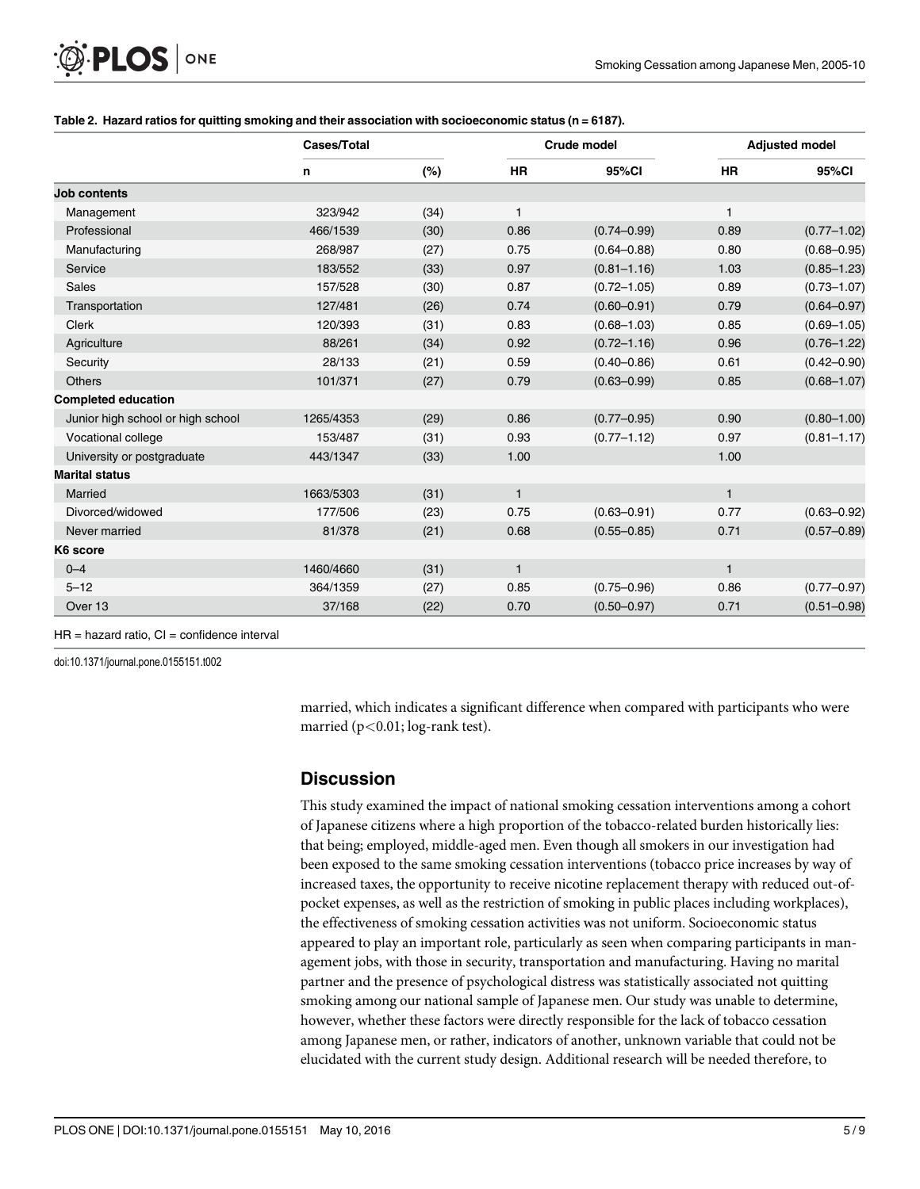**Table 2. Hazard ratios for quitting smoking and their association with socioeconomic status (n = 6187).**

| | Cases/Total | | Crude model | | Adjusted model | |
|---|---|---|---|---|---|---|
| | n | (%) | HR | 95%CI | HR | 95%CI |
| **Job contents** | | | | | | |
| Management | 323/942 | (34) | 1 | | 1 | |
| Professional | 466/1539 | (30) | 0.86 | (0.74–0.99) | 0.89 | (0.77–1.02) |
| Manufacturing | 268/987 | (27) | 0.75 | (0.64–0.88) | 0.80 | (0.68–0.95) |
| Service | 183/552 | (33) | 0.97 | (0.81–1.16) | 1.03 | (0.85–1.23) |
| Sales | 157/528 | (30) | 0.87 | (0.72–1.05) | 0.89 | (0.73–1.07) |
| Transportation | 127/481 | (26) | 0.74 | (0.60–0.91) | 0.79 | (0.64–0.97) |
| Clerk | 120/393 | (31) | 0.83 | (0.68–1.03) | 0.85 | (0.69–1.05) |
| Agriculture | 88/261 | (34) | 0.92 | (0.72–1.16) | 0.96 | (0.76–1.22) |
| Security | 28/133 | (21) | 0.59 | (0.40–0.86) | 0.61 | (0.42–0.90) |
| Others | 101/371 | (27) | 0.79 | (0.63–0.99) | 0.85 | (0.68–1.07) |
| **Completed education** | | | | | | |
| Junior high school or high school | 1265/4353 | (29) | 0.86 | (0.77–0.95) | 0.90 | (0.80–1.00) |
| Vocational college | 153/487 | (31) | 0.93 | (0.77–1.12) | 0.97 | (0.81–1.17) |
| University or postgraduate | 443/1347 | (33) | 1.00 | | 1.00 | |
| **Marital status** | | | | | | |
| Married | 1663/5303 | (31) | 1 | | 1 | |
| Divorced/widowed | 177/506 | (23) | 0.75 | (0.63–0.91) | 0.77 | (0.63–0.92) |
| Never married | 81/378 | (21) | 0.68 | (0.55–0.85) | 0.71 | (0.57–0.89) |
| **K6 score** | | | | | | |
| 0–4 | 1460/4660 | (31) | 1 | | 1 | |
| 5–12 | 364/1359 | (27) | 0.85 | (0.75–0.96) | 0.86 | (0.77–0.97) |
| Over 13 | 37/168 | (22) | 0.70 | (0.50–0.97) | 0.71 | (0.51–0.98) |

HR = hazard ratio, CI = confidence interval

doi:10.1371/journal.pone.0155151.t002

married, which indicates a significant difference when compared with participants who were married ($p<0.01$; log-rank test).

## Discussion

This study examined the impact of national smoking cessation interventions among a cohort of Japanese citizens where a high proportion of the tobacco-related burden historically lies: that being; employed, middle-aged men. Even though all smokers in our investigation had been exposed to the same smoking cessation interventions (tobacco price increases by way of increased taxes, the opportunity to receive nicotine replacement therapy with reduced out-of-pocket expenses, as well as the restriction of smoking in public places including workplaces), the effectiveness of smoking cessation activities was not uniform. Socioeconomic status appeared to play an important role, particularly as seen when comparing participants in management jobs, with those in security, transportation and manufacturing. Having no marital partner and the presence of psychological distress was statistically associated not quitting smoking among our national sample of Japanese men. Our study was unable to determine, however, whether these factors were directly responsible for the lack of tobacco cessation among Japanese men, or rather, indicators of another, unknown variable that could not be elucidated with the current study design. Additional research will be needed therefore, to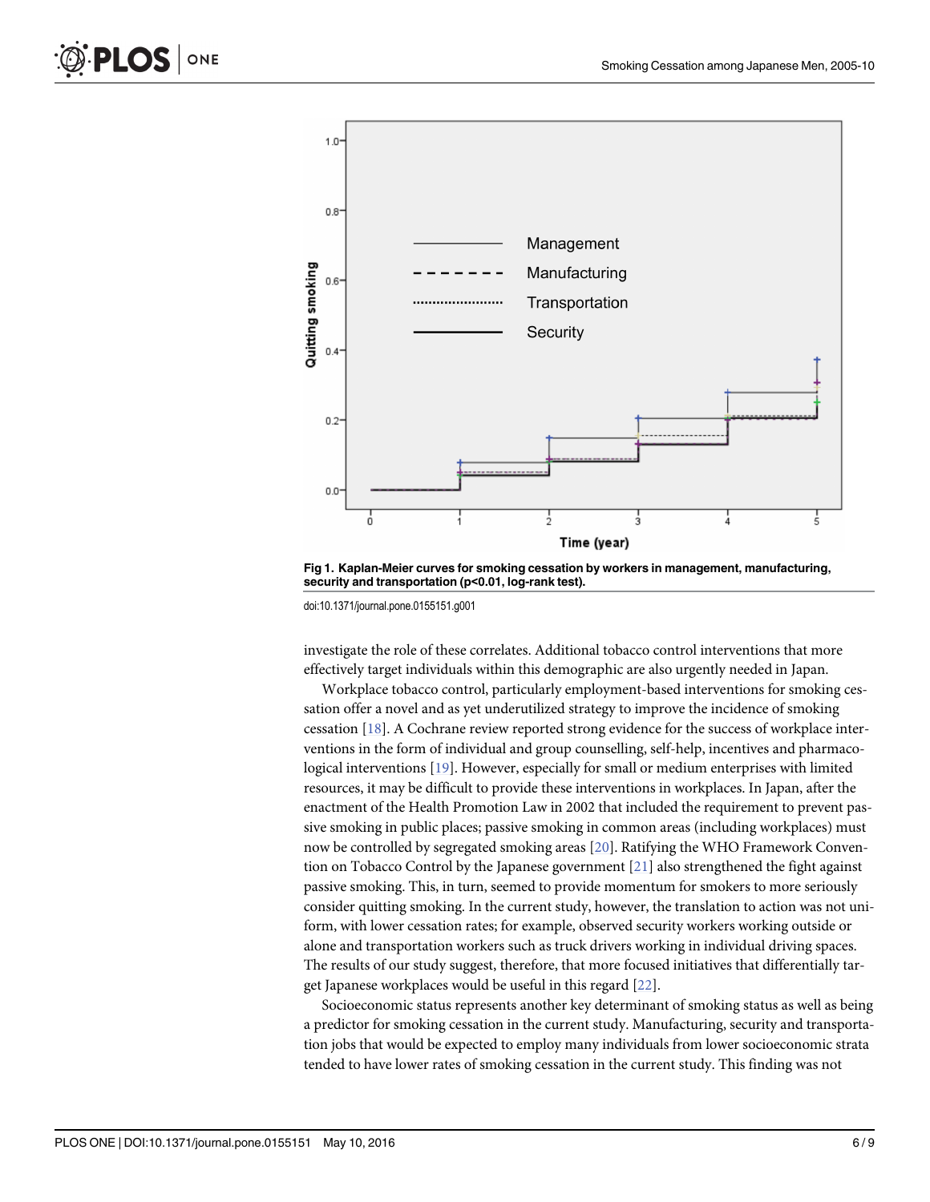Fig 1. Kaplan-Meier curves for smoking cessation by workers in management, manufacturing, security and transportation (p<0.01, log-rank test).

doi:10.1371/journal.pone.0155151.g001

investigate the role of these correlates. Additional tobacco control interventions that more effectively target individuals within this demographic are also urgently needed in Japan.

Workplace tobacco control, particularly employment-based interventions for smoking cessation offer a novel and as yet underutilized strategy to improve the incidence of smoking cessation [18]. A Cochrane review reported strong evidence for the success of workplace interventions in the form of individual and group counselling, self-help, incentives and pharmacological interventions [19]. However, especially for small or medium enterprises with limited resources, it may be difficult to provide these interventions in workplaces. In Japan, after the enactment of the Health Promotion Law in 2002 that included the requirement to prevent passive smoking in public places; passive smoking in common areas (including workplaces) must now be controlled by segregated smoking areas [20]. Ratifying the WHO Framework Convention on Tobacco Control by the Japanese government [21] also strengthened the fight against passive smoking. This, in turn, seemed to provide momentum for smokers to more seriously consider quitting smoking. In the current study, however, the translation to action was not uniform, with lower cessation rates; for example, observed security workers working outside or alone and transportation workers such as truck drivers working in individual driving spaces. The results of our study suggest, therefore, that more focused initiatives that differentially target Japanese workplaces would be useful in this regard [22].

Socioeconomic status represents another key determinant of smoking status as well as being a predictor for smoking cessation in the current study. Manufacturing, security and transportation jobs that would be expected to employ many individuals from lower socioeconomic strata tended to have lower rates of smoking cessation in the current study. This finding was not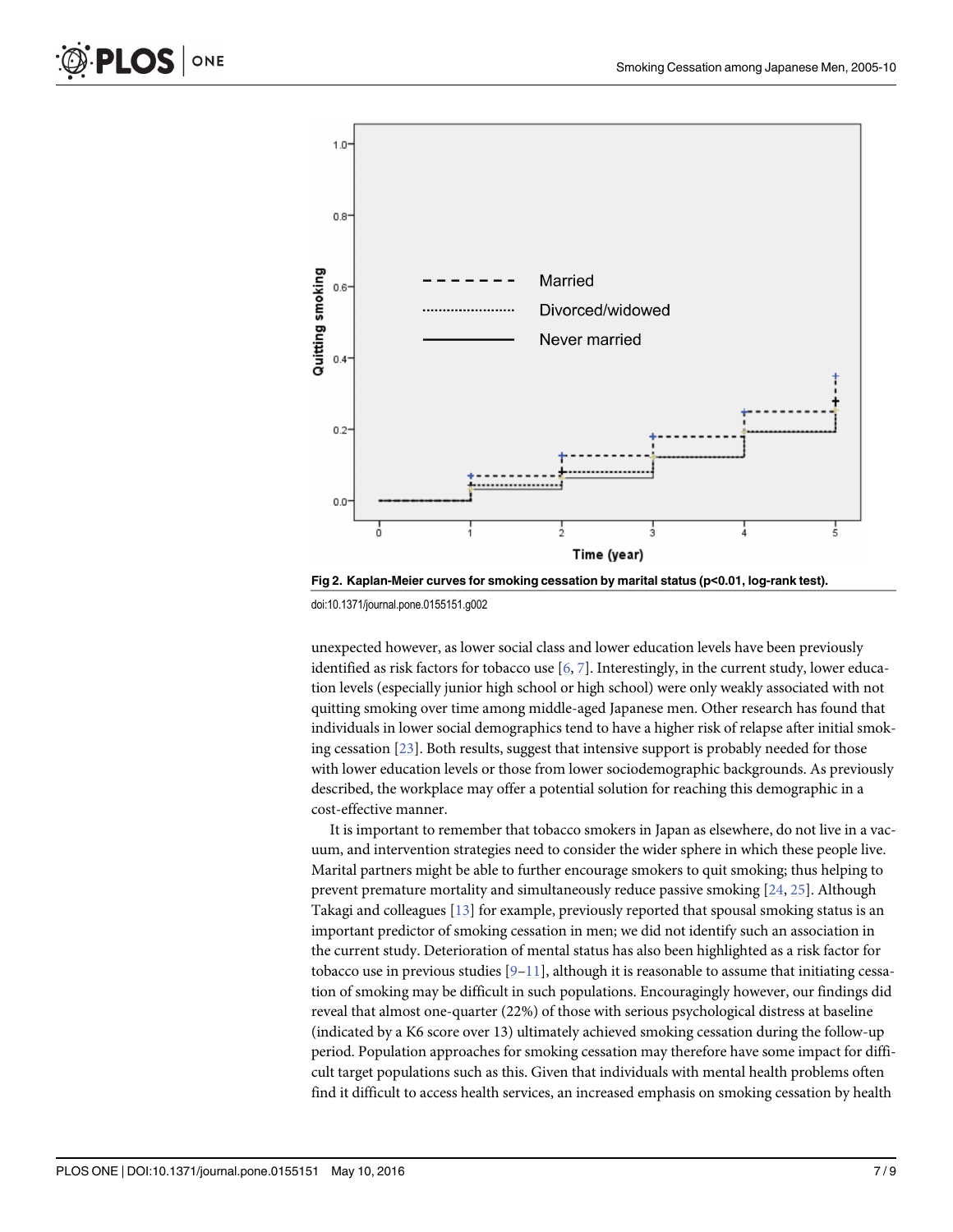Fig 2. Kaplan-Meier curves for smoking cessation by marital status (p<0.01, log-rank test).

doi:10.1371/journal.pone.0155151.g002

unexpected however, as lower social class and lower education levels have been previously identified as risk factors for tobacco use [6, 7]. Interestingly, in the current study, lower education levels (especially junior high school or high school) were only weakly associated with not quitting smoking over time among middle-aged Japanese men. Other research has found that individuals in lower social demographics tend to have a higher risk of relapse after initial smoking cessation [23]. Both results, suggest that intensive support is probably needed for those with lower education levels or those from lower sociodemographic backgrounds. As previously described, the workplace may offer a potential solution for reaching this demographic in a cost-effective manner.

It is important to remember that tobacco smokers in Japan as elsewhere, do not live in a vacuum, and intervention strategies need to consider the wider sphere in which these people live. Marital partners might be able to further encourage smokers to quit smoking; thus helping to prevent premature mortality and simultaneously reduce passive smoking [24, 25]. Although Takagi and colleagues [13] for example, previously reported that spousal smoking status is an important predictor of smoking cessation in men; we did not identify such an association in the current study. Deterioration of mental status has also been highlighted as a risk factor for tobacco use in previous studies [9–11], although it is reasonable to assume that initiating cessation of smoking may be difficult in such populations. Encouragingly however, our findings did reveal that almost one-quarter (22%) of those with serious psychological distress at baseline (indicated by a K6 score over 13) ultimately achieved smoking cessation during the follow-up period. Population approaches for smoking cessation may therefore have some impact for difficult target populations such as this. Given that individuals with mental health problems often find it difficult to access health services, an increased emphasis on smoking cessation by health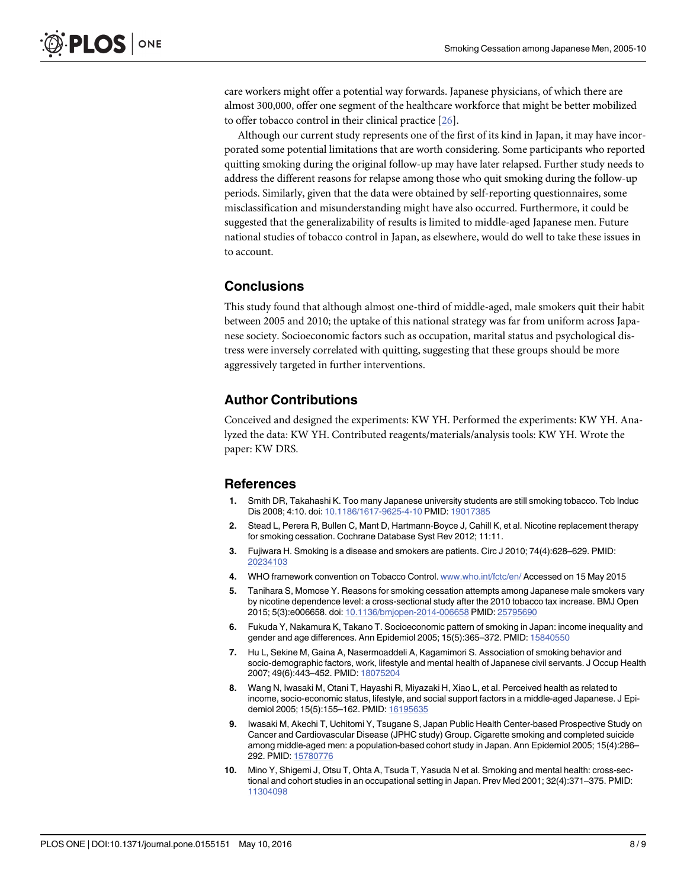care workers might offer a potential way forwards. Japanese physicians, of which there are almost 300,000, offer one segment of the healthcare workforce that might be better mobilized to offer tobacco control in their clinical practice [26].

Although our current study represents one of the first of its kind in Japan, it may have incorporated some potential limitations that are worth considering. Some participants who reported quitting smoking during the original follow-up may have later relapsed. Further study needs to address the different reasons for relapse among those who quit smoking during the follow-up periods. Similarly, given that the data were obtained by self-reporting questionnaires, some misclassification and misunderstanding might have also occurred. Furthermore, it could be suggested that the generalizability of results is limited to middle-aged Japanese men. Future national studies of tobacco control in Japan, as elsewhere, would do well to take these issues in to account.

## Conclusions

This study found that although almost one-third of middle-aged, male smokers quit their habit between 2005 and 2010; the uptake of this national strategy was far from uniform across Japanese society. Socioeconomic factors such as occupation, marital status and psychological distress were inversely correlated with quitting, suggesting that these groups should be more aggressively targeted in further interventions.

## Author Contributions

Conceived and designed the experiments: KW YH. Performed the experiments: KW YH. Analyzed the data: KW YH. Contributed reagents/materials/analysis tools: KW YH. Wrote the paper: KW DRS.

## References

1. Smith DR, Takahashi K. Too many Japanese university students are still smoking tobacco. Tob Induc Dis 2008; 4:10. doi: 10.1186/1617-9625-4-10 PMID: 19017385
2. Stead L, Perera R, Bullen C, Mant D, Hartmann-Boyce J, Cahill K, et al. Nicotine replacement therapy for smoking cessation. Cochrane Database Syst Rev 2012; 11:11.
3. Fujiwara H. Smoking is a disease and smokers are patients. Circ J 2010; 74(4):628–629. PMID: 20234103
4. WHO framework convention on Tobacco Control. www.who.int/fctc/en/ Accessed on 15 May 2015
5. Tanihara S, Momose Y. Reasons for smoking cessation attempts among Japanese male smokers vary by nicotine dependence level: a cross-sectional study after the 2010 tobacco tax increase. BMJ Open 2015; 5(3):e006658. doi: 10.1136/bmjopen-2014-006658 PMID: 25795690
6. Fukuda Y, Nakamura K, Takano T. Socioeconomic pattern of smoking in Japan: income inequality and gender and age differences. Ann Epidemiol 2005; 15(5):365–372. PMID: 15840550
7. Hu L, Sekine M, Gaina A, Nasermoaddeli A, Kagamimori S. Association of smoking behavior and socio-demographic factors, work, lifestyle and mental health of Japanese civil servants. J Occup Health 2007; 49(6):443–452. PMID: 18075204
8. Wang N, Iwasaki M, Otani T, Hayashi R, Miyazaki H, Xiao L, et al. Perceived health as related to income, socio-economic status, lifestyle, and social support factors in a middle-aged Japanese. J Epidemiol 2005; 15(5):155–162. PMID: 16195635
9. Iwasaki M, Akechi T, Uchitomi Y, Tsugane S, Japan Public Health Center-based Prospective Study on Cancer and Cardiovascular Disease (JPHC study) Group. Cigarette smoking and completed suicide among middle-aged men: a population-based cohort study in Japan. Ann Epidemiol 2005; 15(4):286–292. PMID: 15780776
10. Mino Y, Shigemi J, Otsu T, Ohta A, Tsuda T, Yasuda N et al. Smoking and mental health: cross-sectional and cohort studies in an occupational setting in Japan. Prev Med 2001; 32(4):371–375. PMID: 11304098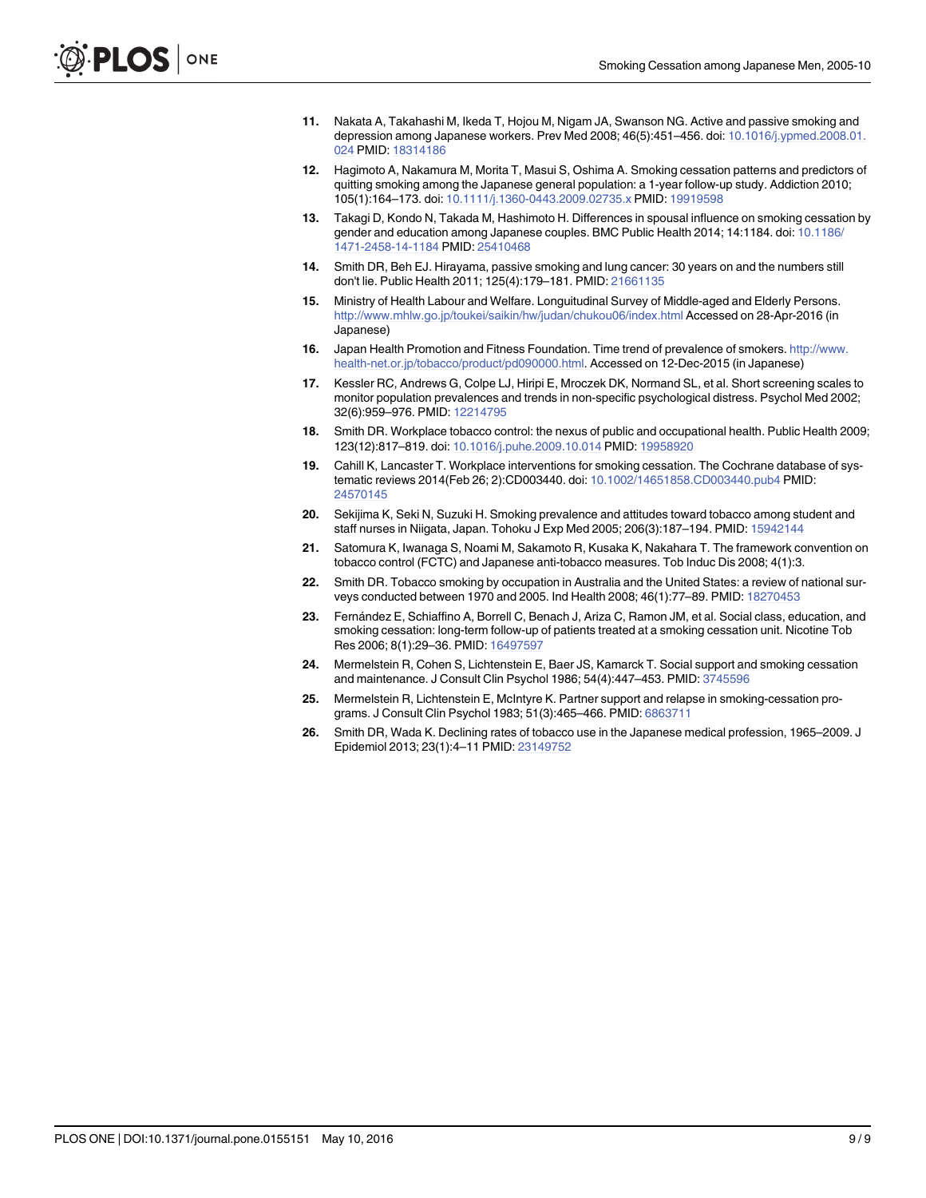11. Nakata A, Takahashi M, Ikeda T, Hojou M, Nigam JA, Swanson NG. Active and passive smoking and depression among Japanese workers. Prev Med 2008; 46(5):451–456. doi: 10.1016/j.ypmed.2008.01.024 PMID: 18314186

12. Hagimoto A, Nakamura M, Morita T, Masui S, Oshima A. Smoking cessation patterns and predictors of quitting smoking among the Japanese general population: a 1-year follow-up study. Addiction 2010; 105(1):164–173. doi: 10.1111/j.1360-0443.2009.02735.x PMID: 19919598

13. Takagi D, Kondo N, Takada M, Hashimoto H. Differences in spousal influence on smoking cessation by gender and education among Japanese couples. BMC Public Health 2014; 14:1184. doi: 10.1186/1471-2458-14-1184 PMID: 25410468

14. Smith DR, Beh EJ. Hirayama, passive smoking and lung cancer: 30 years on and the numbers still don't lie. Public Health 2011; 125(4):179–181. PMID: 21661135

15. Ministry of Health Labour and Welfare. Longuitudinal Survey of Middle-aged and Elderly Persons. http://www.mhlw.go.jp/toukei/saikin/hw/judan/chukou06/index.html Accessed on 28-Apr-2016 (in Japanese)

16. Japan Health Promotion and Fitness Foundation. Time trend of prevalence of smokers. http://www.health-net.or.jp/tobacco/product/pd090000.html. Accessed on 12-Dec-2015 (in Japanese)

17. Kessler RC, Andrews G, Colpe LJ, Hiripi E, Mroczek DK, Normand SL, et al. Short screening scales to monitor population prevalences and trends in non-specific psychological distress. Psychol Med 2002; 32(6):959–976. PMID: 12214795

18. Smith DR. Workplace tobacco control: the nexus of public and occupational health. Public Health 2009; 123(12):817–819. doi: 10.1016/j.puhe.2009.10.014 PMID: 19958920

19. Cahill K, Lancaster T. Workplace interventions for smoking cessation. The Cochrane database of systematic reviews 2014(Feb 26; 2):CD003440. doi: 10.1002/14651858.CD003440.pub4 PMID: 24570145

20. Sekijima K, Seki N, Suzuki H. Smoking prevalence and attitudes toward tobacco among student and staff nurses in Niigata, Japan. Tohoku J Exp Med 2005; 206(3):187–194. PMID: 15942144

21. Satomura K, Iwanaga S, Noami M, Sakamoto R, Kusaka K, Nakahara T. The framework convention on tobacco control (FCTC) and Japanese anti-tobacco measures. Tob Induc Dis 2008; 4(1):3.

22. Smith DR. Tobacco smoking by occupation in Australia and the United States: a review of national surveys conducted between 1970 and 2005. Ind Health 2008; 46(1):77–89. PMID: 18270453

23. Fernández E, Schiaffino A, Borrell C, Benach J, Ariza C, Ramon JM, et al. Social class, education, and smoking cessation: long-term follow-up of patients treated at a smoking cessation unit. Nicotine Tob Res 2006; 8(1):29–36. PMID: 16497597

24. Mermelstein R, Cohen S, Lichtenstein E, Baer JS, Kamarck T. Social support and smoking cessation and maintenance. J Consult Clin Psychol 1986; 54(4):447–453. PMID: 3745596

25. Mermelstein R, Lichtenstein E, McIntyre K. Partner support and relapse in smoking-cessation programs. J Consult Clin Psychol 1983; 51(3):465–466. PMID: 6863711

26. Smith DR, Wada K. Declining rates of tobacco use in the Japanese medical profession, 1965–2009. J Epidemiol 2013; 23(1):4–11 PMID: 23149752